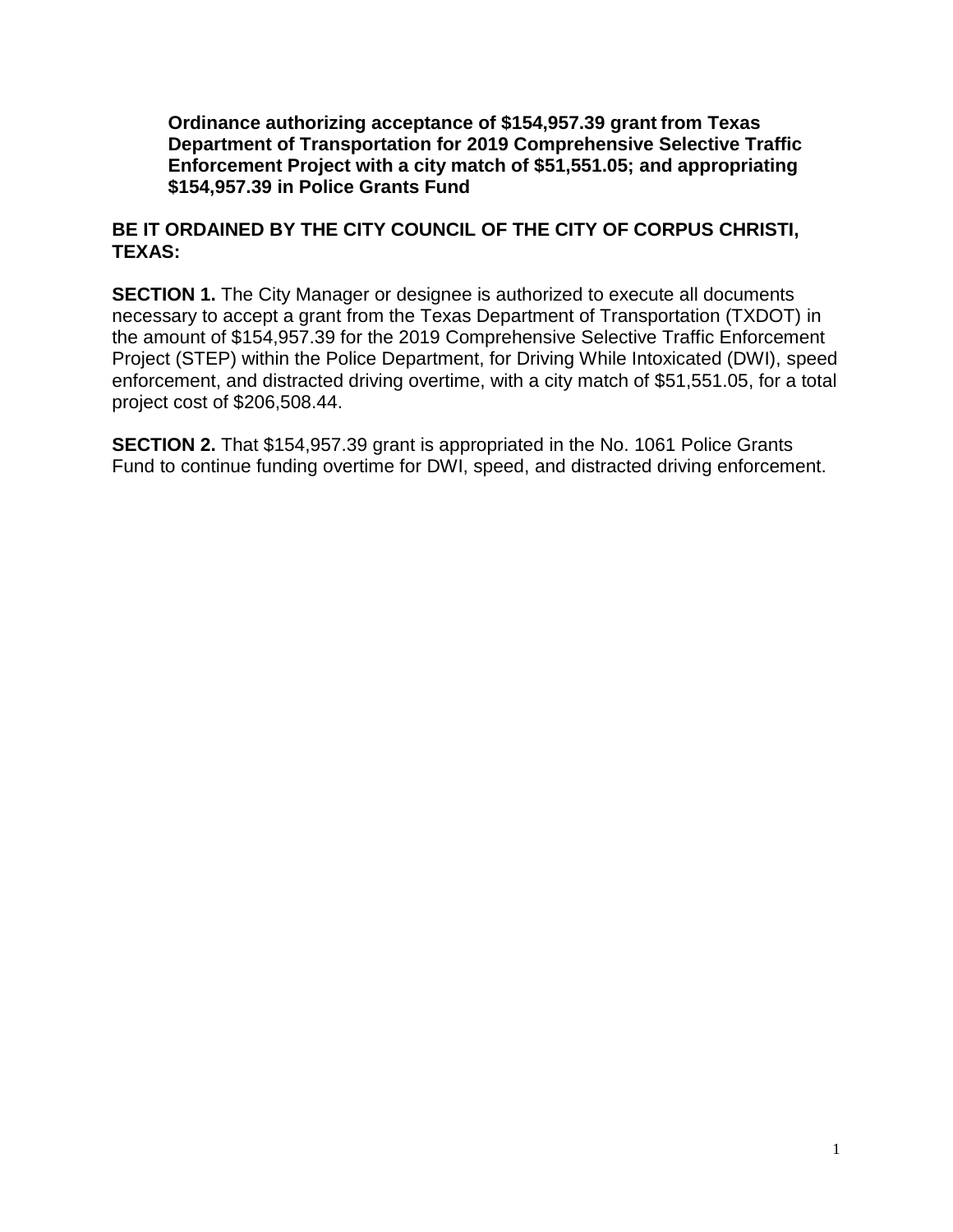**Ordinance authorizing acceptance of $154,957.39 grant from Texas Department of Transportation for 2019 Comprehensive Selective Traffic Enforcement Project with a city match of $51,551.05; and appropriating $154,957.39 in Police Grants Fund**

**BE IT ORDAINED BY THE CITY COUNCIL OF THE CITY OF CORPUS CHRISTI, TEXAS:**

**SECTION 1.** The City Manager or designee is authorized to execute all documents necessary to accept a grant from the Texas Department of Transportation (TXDOT) in the amount of $154,957.39 for the 2019 Comprehensive Selective Traffic Enforcement Project (STEP) within the Police Department, for Driving While Intoxicated (DWI), speed enforcement, and distracted driving overtime, with a city match of $51,551.05, for a total project cost of $206,508.44.

**SECTION 2.** That $154,957.39 grant is appropriated in the No. 1061 Police Grants Fund to continue funding overtime for DWI, speed, and distracted driving enforcement.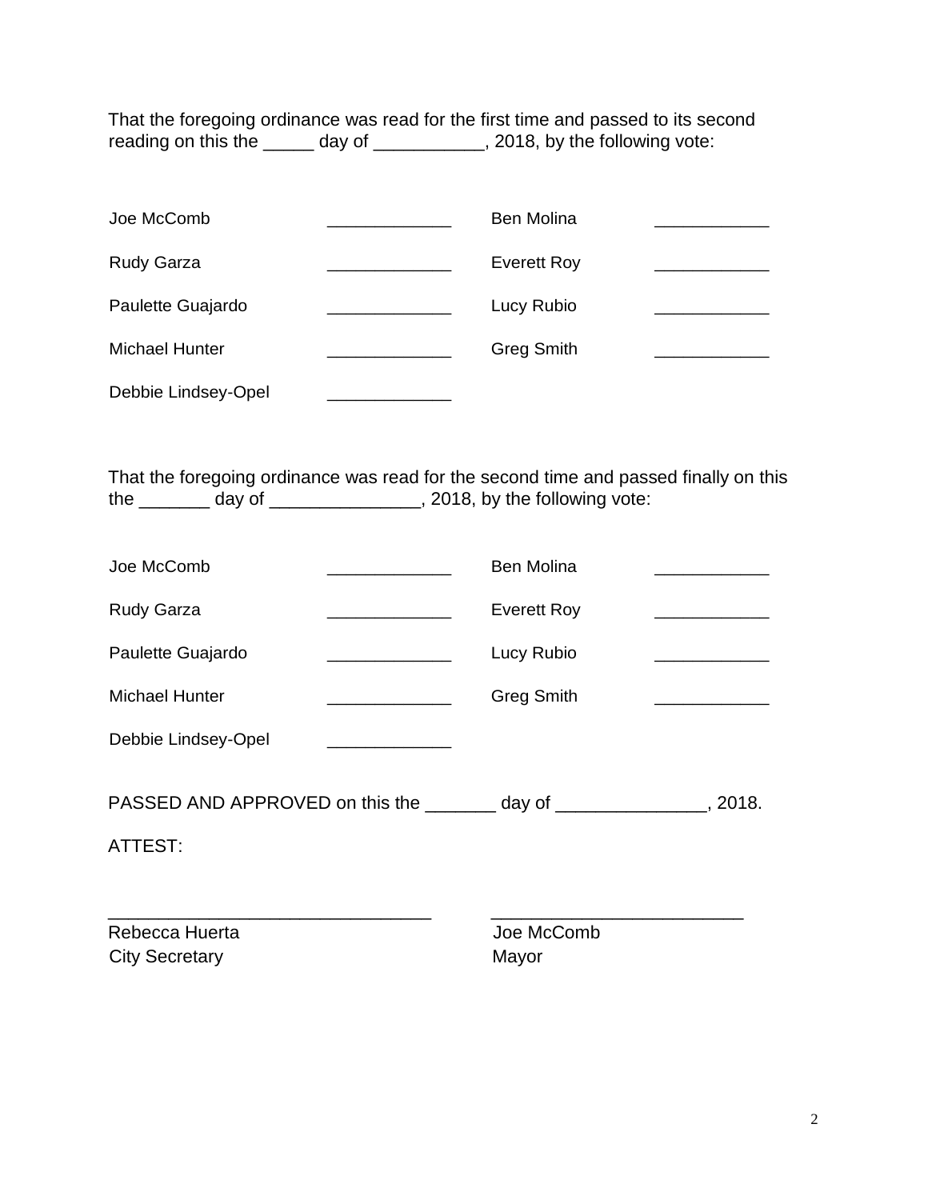That the foregoing ordinance was read for the first time and passed to its second reading on this the _____ day of ___________, 2018, by the following vote:

| | | | |
|---|---|---|---|
| Joe McComb | _____________ | Ben Molina | ____________ |
| Rudy Garza | _____________ | Everett Roy | ____________ |
| Paulette Guajardo | _____________ | Lucy Rubio | ____________ |
| Michael Hunter | _____________ | Greg Smith | ____________ |
| Debbie Lindsey-Opel | _____________ | | |

That the foregoing ordinance was read for the second time and passed finally on this the _______ day of _______________, 2018, by the following vote:

| | | | |
|---|---|---|---|
| Joe McComb | _____________ | Ben Molina | ____________ |
| Rudy Garza | _____________ | Everett Roy | ____________ |
| Paulette Guajardo | _____________ | Lucy Rubio | ____________ |
| Michael Hunter | _____________ | Greg Smith | ____________ |
| Debbie Lindsey-Opel | _____________ | | |

PASSED AND APPROVED on this the _______ day of _______________, 2018.

ATTEST:

________________________________ &nbsp;&nbsp;&nbsp;&nbsp; _________________________

Rebecca Huerta — City Secretary

Joe McComb — Mayor